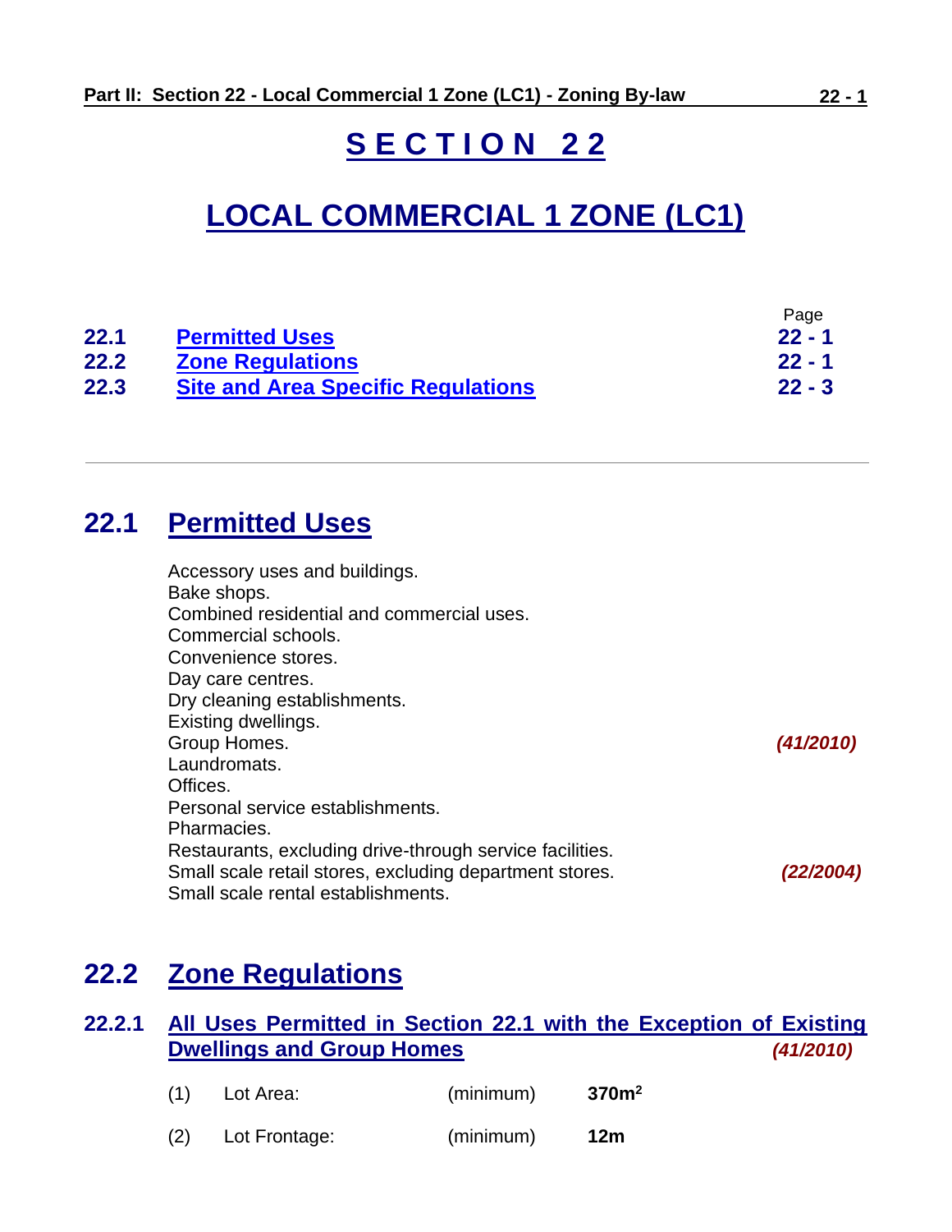# SECTION 22

# LOCAL COMMERCIAL 1 ZONE (LC1)

| | | Page |
|---|---|---|
| **22.1** | **Permitted Uses** | **22 - 1** |
| **22.2** | **Zone Regulations** | **22 - 1** |
| **22.3** | **Site and Area Specific Regulations** | **22 - 3** |

---

## 22.1 Permitted Uses

Accessory uses and buildings.
Bake shops.
Combined residential and commercial uses.
Commercial schools.
Convenience stores.
Day care centres.
Dry cleaning establishments.
Existing dwellings.
Group Homes. ***(41/2010)***
Laundromats.
Offices.
Personal service establishments.
Pharmacies.
Restaurants, excluding drive-through service facilities.
Small scale retail stores, excluding department stores. ***(22/2004)***
Small scale rental establishments.

## 22.2 Zone Regulations

### 22.2.1 All Uses Permitted in Section 22.1 with the Exception of Existing Dwellings and Group Homes ***(41/2010)***

| | | | |
|---|---|---|---|
| (1) | Lot Area: | (minimum) | **370m$^2$** |
| (2) | Lot Frontage: | (minimum) | **12m** |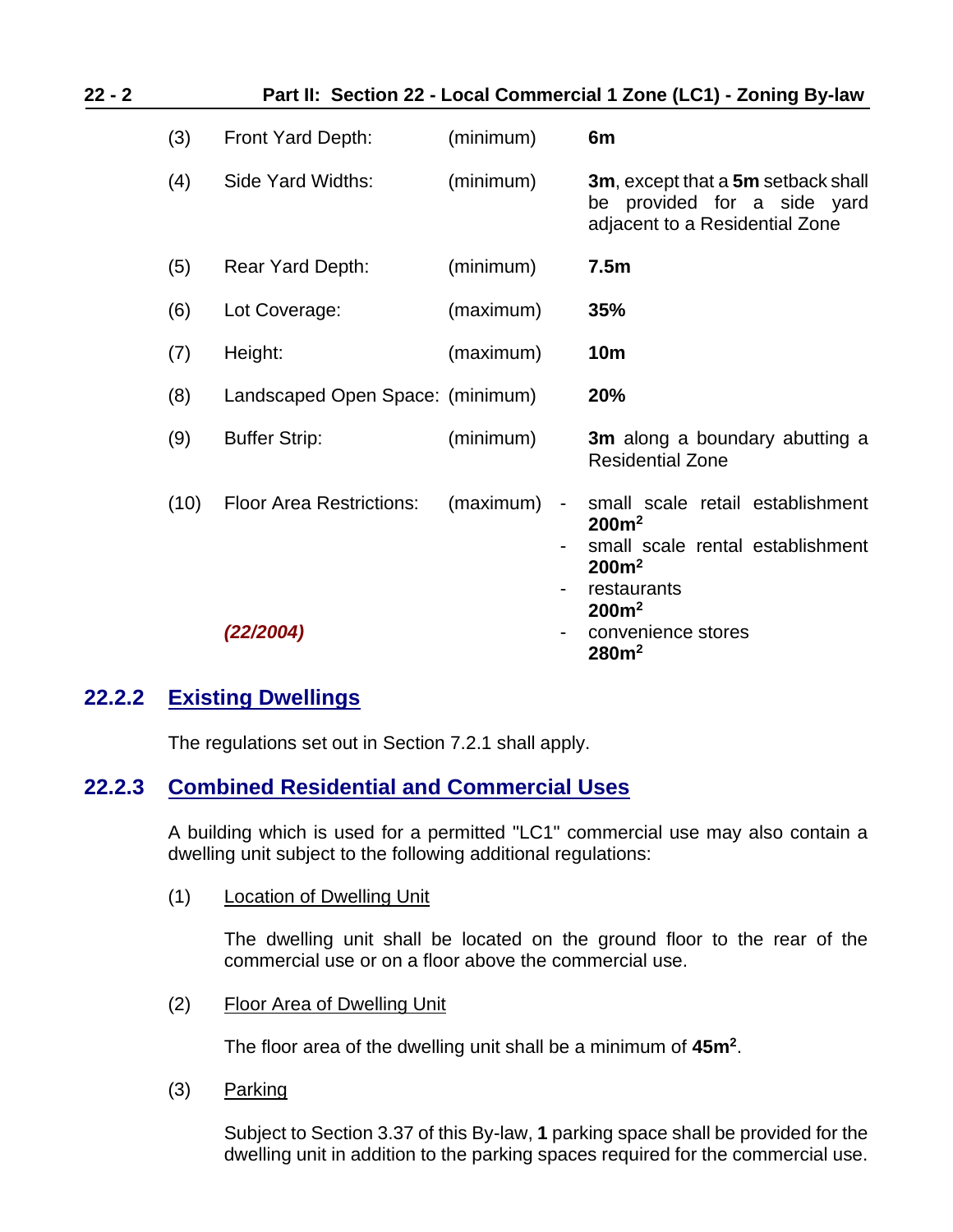(3) Front Yard Depth: (minimum) **6m**

(4) Side Yard Widths: (minimum) **3m**, except that a **5m** setback shall be provided for a side yard adjacent to a Residential Zone

(5) Rear Yard Depth: (minimum) **7.5m**

(6) Lot Coverage: (maximum) **35%**

(7) Height: (maximum) **10m**

(8) Landscaped Open Space: (minimum) **20%**

(9) Buffer Strip: (minimum) **3m** along a boundary abutting a Residential Zone

(10) Floor Area Restrictions: (maximum)
- small scale retail establishment **200m²**
- small scale rental establishment **200m²**
- restaurants **200m²**
- convenience stores **280m²**

***(22/2004)***

## 22.2.2 Existing Dwellings

The regulations set out in Section 7.2.1 shall apply.

## 22.2.3 Combined Residential and Commercial Uses

A building which is used for a permitted "LC1" commercial use may also contain a dwelling unit subject to the following additional regulations:

(1) Location of Dwelling Unit

The dwelling unit shall be located on the ground floor to the rear of the commercial use or on a floor above the commercial use.

(2) Floor Area of Dwelling Unit

The floor area of the dwelling unit shall be a minimum of **45m²**.

(3) Parking

Subject to Section 3.37 of this By-law, **1** parking space shall be provided for the dwelling unit in addition to the parking spaces required for the commercial use.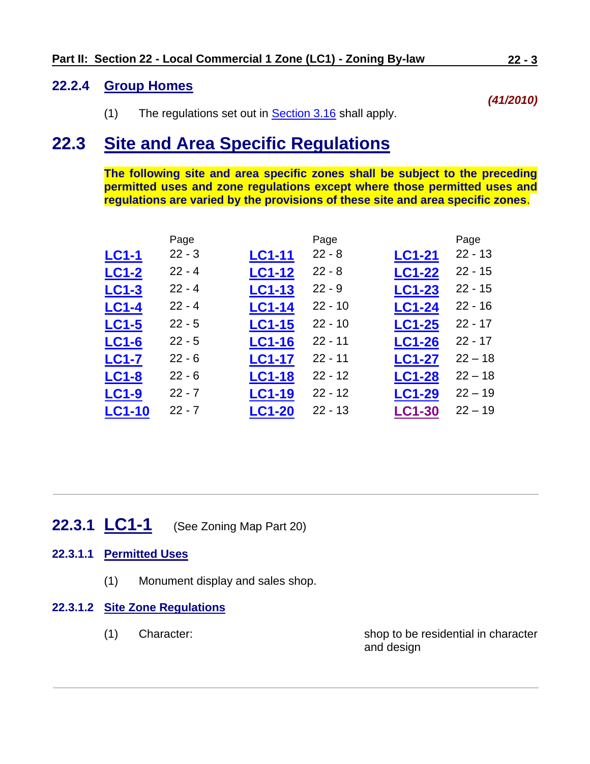### 22.2.4 Group Homes

***(41/2010)***

(1) The regulations set out in Section 3.16 shall apply.

## 22.3 Site and Area Specific Regulations

**The following site and area specific zones shall be subject to the preceding permitted uses and zone regulations except where those permitted uses and regulations are varied by the provisions of these site and area specific zones**.

| | Page | | Page | | Page |
|---|---|---|---|---|---|
| **LC1-1** | 22 - 3 | **LC1-11** | 22 - 8 | **LC1-21** | 22 - 13 |
| **LC1-2** | 22 - 4 | **LC1-12** | 22 - 8 | **LC1-22** | 22 - 15 |
| **LC1-3** | 22 - 4 | **LC1-13** | 22 - 9 | **LC1-23** | 22 - 15 |
| **LC1-4** | 22 - 4 | **LC1-14** | 22 - 10 | **LC1-24** | 22 - 16 |
| **LC1-5** | 22 - 5 | **LC1-15** | 22 - 10 | **LC1-25** | 22 - 17 |
| **LC1-6** | 22 - 5 | **LC1-16** | 22 - 11 | **LC1-26** | 22 - 17 |
| **LC1-7** | 22 - 6 | **LC1-17** | 22 - 11 | **LC1-27** | 22 – 18 |
| **LC1-8** | 22 - 6 | **LC1-18** | 22 - 12 | **LC1-28** | 22 – 18 |
| **LC1-9** | 22 - 7 | **LC1-19** | 22 - 12 | **LC1-29** | 22 – 19 |
| **LC1-10** | 22 - 7 | **LC1-20** | 22 - 13 | **LC1-30** | 22 – 19 |

---

## 22.3.1 LC1-1 (See Zoning Map Part 20)

#### 22.3.1.1 Permitted Uses

(1) Monument display and sales shop.

#### 22.3.1.2 Site Zone Regulations

(1) Character: shop to be residential in character and design

---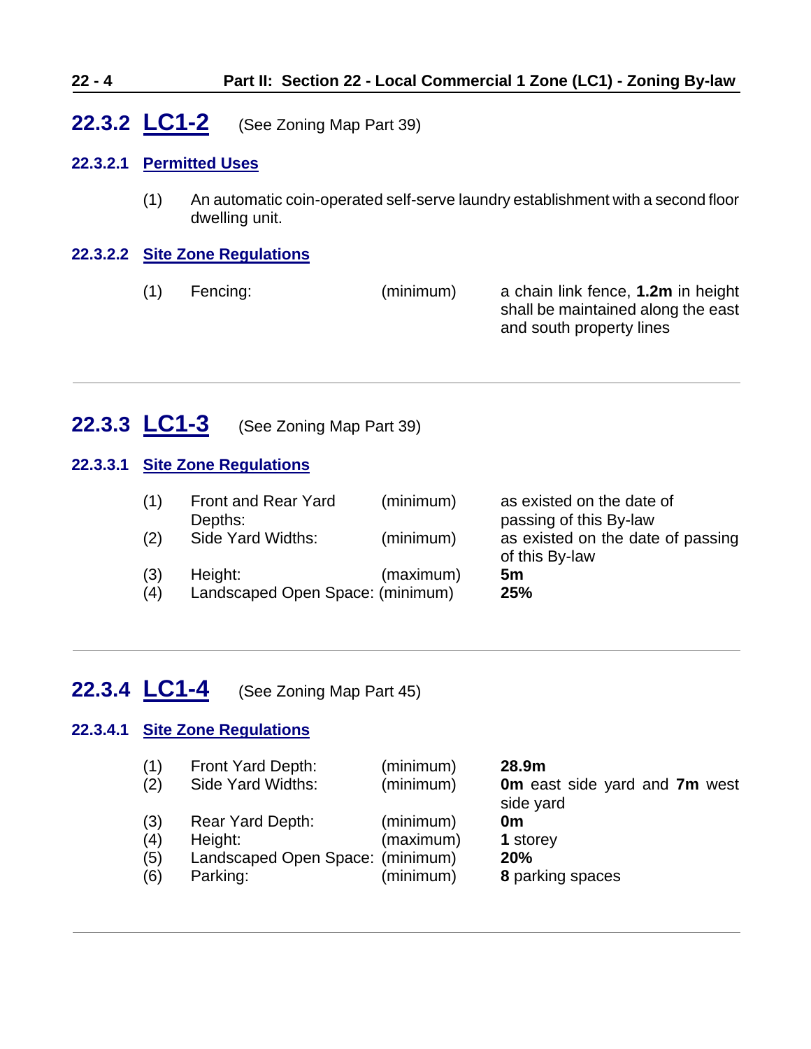## 22.3.2 LC1-2 (See Zoning Map Part 39)

### 22.3.2.1 Permitted Uses

(1) An automatic coin-operated self-serve laundry establishment with a second floor dwelling unit.

### 22.3.2.2 Site Zone Regulations

| | | | |
|---|---|---|---|
| (1) | Fencing: | (minimum) | a chain link fence, **1.2m** in height shall be maintained along the east and south property lines |

---

## 22.3.3 LC1-3 (See Zoning Map Part 39)

### 22.3.3.1 Site Zone Regulations

| | | | |
|---|---|---|---|
| (1) | Front and Rear Yard Depths: | (minimum) | as existed on the date of passing of this By-law |
| (2) | Side Yard Widths: | (minimum) | as existed on the date of passing of this By-law |
| (3) | Height: | (maximum) | **5m** |
| (4) | Landscaped Open Space: | (minimum) | **25%** |

---

## 22.3.4 LC1-4 (See Zoning Map Part 45)

### 22.3.4.1 Site Zone Regulations

| | | | |
|---|---|---|---|
| (1) | Front Yard Depth: | (minimum) | **28.9m** |
| (2) | Side Yard Widths: | (minimum) | **0m** east side yard and **7m** west side yard |
| (3) | Rear Yard Depth: | (minimum) | **0m** |
| (4) | Height: | (maximum) | **1** storey |
| (5) | Landscaped Open Space: | (minimum) | **20%** |
| (6) | Parking: | (minimum) | **8** parking spaces |

---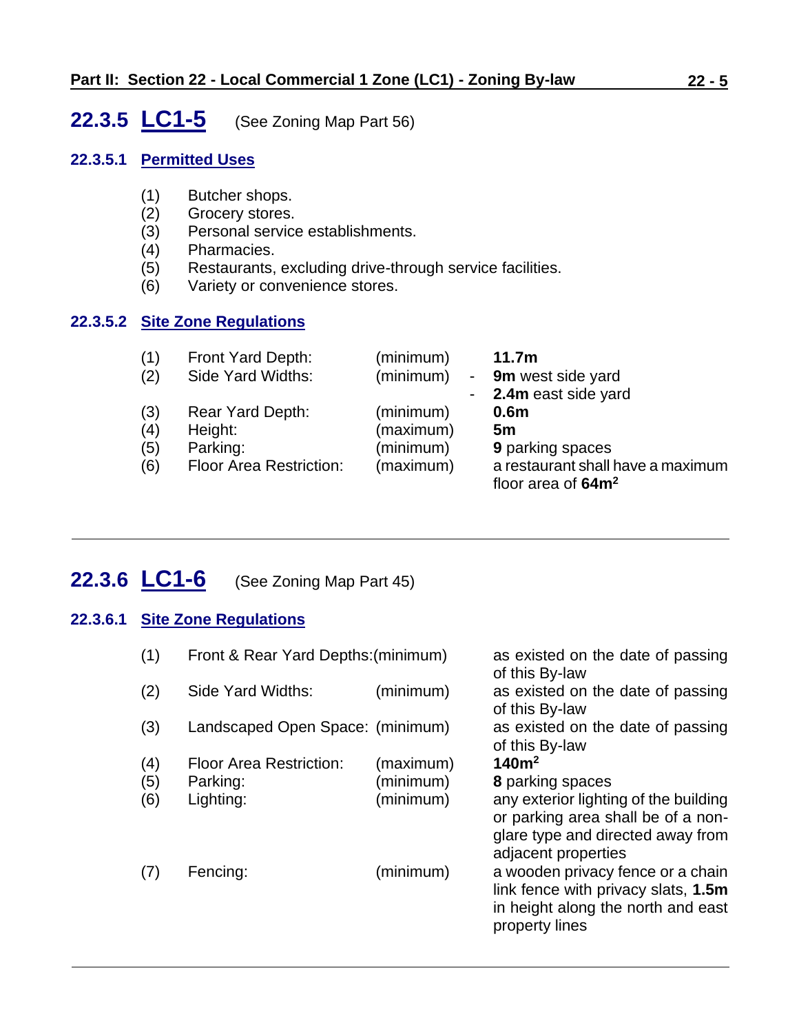## 22.3.5 LC1-5 (See Zoning Map Part 56)

### 22.3.5.1 Permitted Uses

(1) Butcher shops.
(2) Grocery stores.
(3) Personal service establishments.
(4) Pharmacies.
(5) Restaurants, excluding drive-through service facilities.
(6) Variety or convenience stores.

### 22.3.5.2 Site Zone Regulations

| | | | |
|---|---|---|---|
| (1) | Front Yard Depth: | (minimum) | **11.7m** |
| (2) | Side Yard Widths: | (minimum) | - **9m** west side yard<br>- **2.4m** east side yard |
| (3) | Rear Yard Depth: | (minimum) | **0.6m** |
| (4) | Height: | (maximum) | **5m** |
| (5) | Parking: | (minimum) | **9** parking spaces |
| (6) | Floor Area Restriction: | (maximum) | a restaurant shall have a maximum floor area of **64m²** |

---

## 22.3.6 LC1-6 (See Zoning Map Part 45)

### 22.3.6.1 Site Zone Regulations

| | | | |
|---|---|---|---|
| (1) | Front & Rear Yard Depths: | (minimum) | as existed on the date of passing of this By-law |
| (2) | Side Yard Widths: | (minimum) | as existed on the date of passing of this By-law |
| (3) | Landscaped Open Space: | (minimum) | as existed on the date of passing of this By-law |
| (4) | Floor Area Restriction: | (maximum) | **140m²** |
| (5) | Parking: | (minimum) | **8** parking spaces |
| (6) | Lighting: | (minimum) | any exterior lighting of the building or parking area shall be of a non-glare type and directed away from adjacent properties |
| (7) | Fencing: | (minimum) | a wooden privacy fence or a chain link fence with privacy slats, **1.5m** in height along the north and east property lines |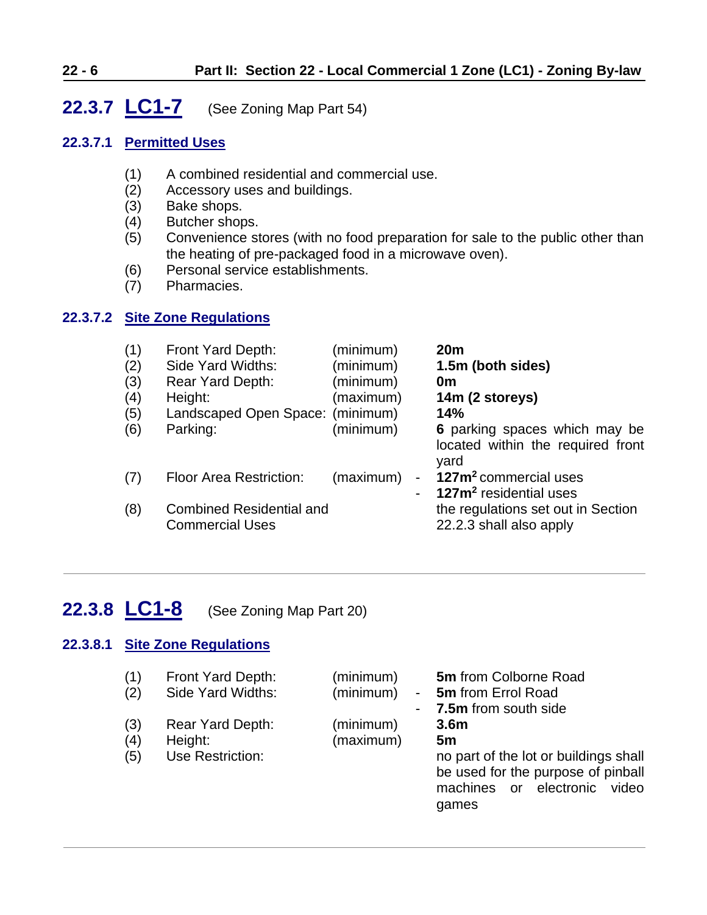## 22.3.7 LC1-7 (See Zoning Map Part 54)

### 22.3.7.1 Permitted Uses

(1) A combined residential and commercial use.
(2) Accessory uses and buildings.
(3) Bake shops.
(4) Butcher shops.
(5) Convenience stores (with no food preparation for sale to the public other than the heating of pre-packaged food in a microwave oven).
(6) Personal service establishments.
(7) Pharmacies.

### 22.3.7.2 Site Zone Regulations

| | | | |
|---|---|---|---|
| (1) | Front Yard Depth: | (minimum) | **20m** |
| (2) | Side Yard Widths: | (minimum) | **1.5m (both sides)** |
| (3) | Rear Yard Depth: | (minimum) | **0m** |
| (4) | Height: | (maximum) | **14m (2 storeys)** |
| (5) | Landscaped Open Space: | (minimum) | **14%** |
| (6) | Parking: | (minimum) | **6** parking spaces which may be located within the required front yard |
| (7) | Floor Area Restriction: | (maximum) | - **127m²** commercial uses<br>- **127m²** residential uses |
| (8) | Combined Residential and Commercial Uses | | the regulations set out in Section 22.2.3 shall also apply |

## 22.3.8 LC1-8 (See Zoning Map Part 20)

### 22.3.8.1 Site Zone Regulations

| | | | |
|---|---|---|---|
| (1) | Front Yard Depth: | (minimum) | **5m** from Colborne Road |
| (2) | Side Yard Widths: | (minimum) | - **5m** from Errol Road<br>- **7.5m** from south side |
| (3) | Rear Yard Depth: | (minimum) | **3.6m** |
| (4) | Height: | (maximum) | **5m** |
| (5) | Use Restriction: | | no part of the lot or buildings shall be used for the purpose of pinball machines or electronic video games |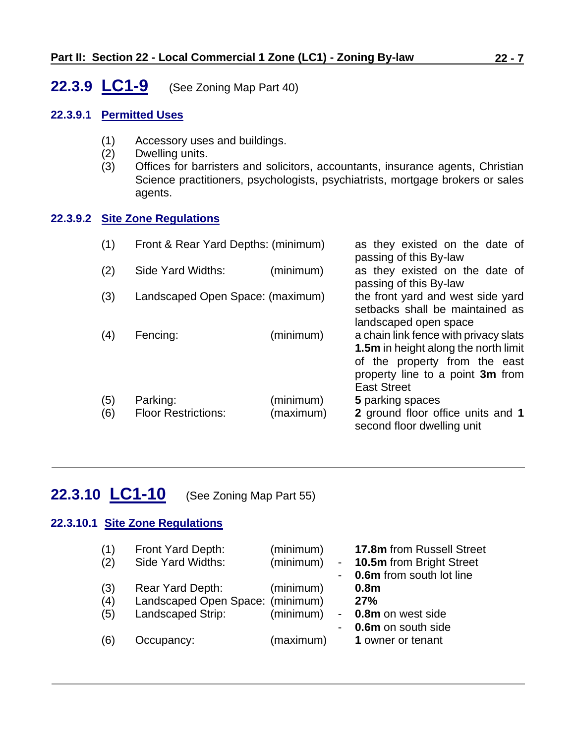## 22.3.9 LC1-9 (See Zoning Map Part 40)

### 22.3.9.1 Permitted Uses

(1) Accessory uses and buildings.
(2) Dwelling units.
(3) Offices for barristers and solicitors, accountants, insurance agents, Christian Science practitioners, psychologists, psychiatrists, mortgage brokers or sales agents.

### 22.3.9.2 Site Zone Regulations

| | | | |
|---|---|---|---|
| (1) | Front & Rear Yard Depths: | (minimum) | as they existed on the date of passing of this By-law |
| (2) | Side Yard Widths: | (minimum) | as they existed on the date of passing of this By-law |
| (3) | Landscaped Open Space: | (maximum) | the front yard and west side yard setbacks shall be maintained as landscaped open space |
| (4) | Fencing: | (minimum) | a chain link fence with privacy slats **1.5m** in height along the north limit of the property from the east property line to a point **3m** from East Street |
| (5) | Parking: | (minimum) | **5** parking spaces |
| (6) | Floor Restrictions: | (maximum) | **2** ground floor office units and **1** second floor dwelling unit |

---

## 22.3.10 LC1-10 (See Zoning Map Part 55)

### 22.3.10.1 Site Zone Regulations

| | | | |
|---|---|---|---|
| (1) | Front Yard Depth: | (minimum) | **17.8m** from Russell Street |
| (2) | Side Yard Widths: | (minimum) | - **10.5m** from Bright Street<br>- **0.6m** from south lot line |
| (3) | Rear Yard Depth: | (minimum) | **0.8m** |
| (4) | Landscaped Open Space: | (minimum) | **27%** |
| (5) | Landscaped Strip: | (minimum) | - **0.8m** on west side<br>- **0.6m** on south side |
| (6) | Occupancy: | (maximum) | **1** owner or tenant |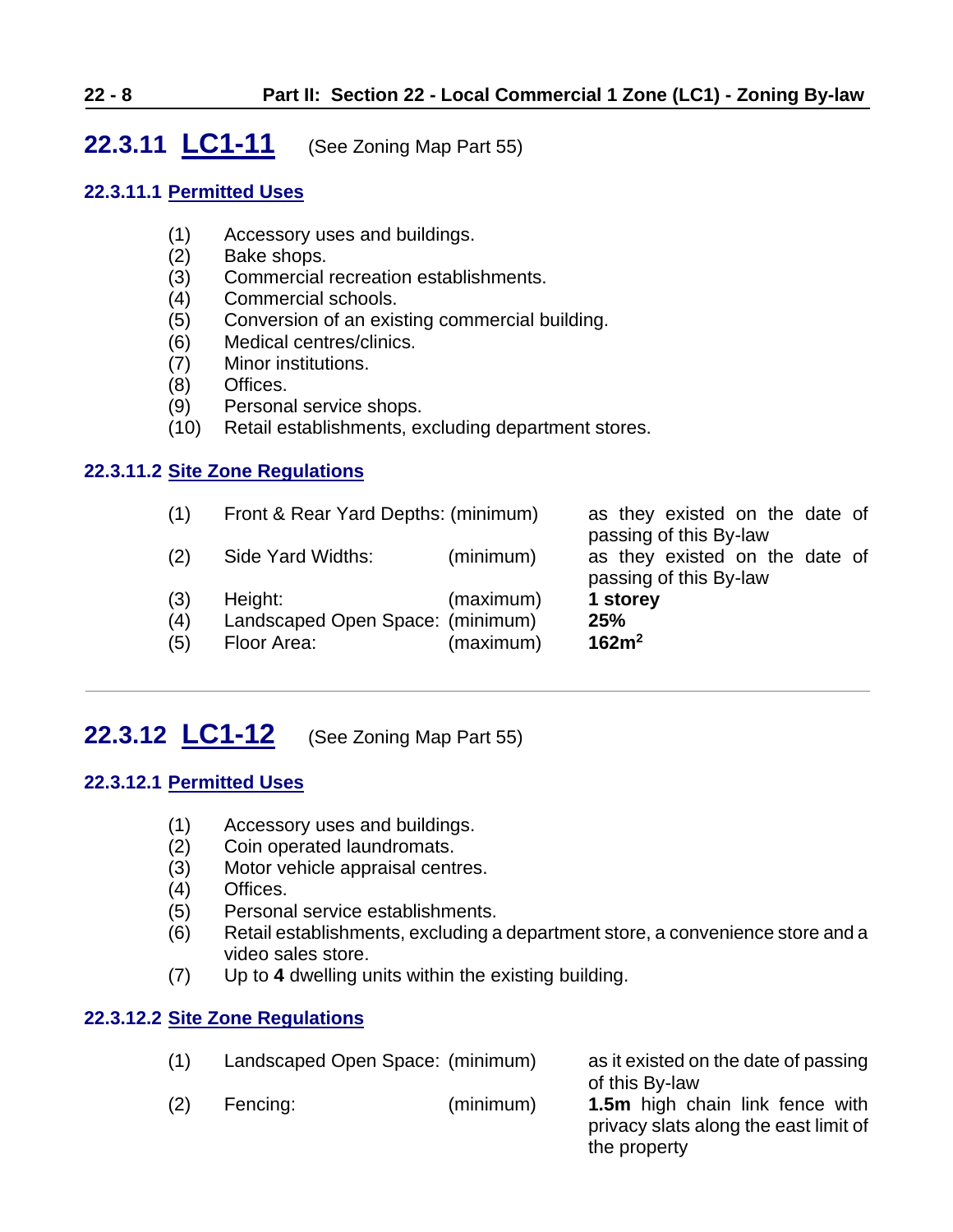## 22.3.11 LC1-11 (See Zoning Map Part 55)

### 22.3.11.1 Permitted Uses

(1) Accessory uses and buildings.
(2) Bake shops.
(3) Commercial recreation establishments.
(4) Commercial schools.
(5) Conversion of an existing commercial building.
(6) Medical centres/clinics.
(7) Minor institutions.
(8) Offices.
(9) Personal service shops.
(10) Retail establishments, excluding department stores.

### 22.3.11.2 Site Zone Regulations

| | | | |
|---|---|---|---|
| (1) | Front & Rear Yard Depths: | (minimum) | as they existed on the date of passing of this By-law |
| (2) | Side Yard Widths: | (minimum) | as they existed on the date of passing of this By-law |
| (3) | Height: | (maximum) | **1 storey** |
| (4) | Landscaped Open Space: | (minimum) | **25%** |
| (5) | Floor Area: | (maximum) | **162m$^2$** |

---

## 22.3.12 LC1-12 (See Zoning Map Part 55)

### 22.3.12.1 Permitted Uses

(1) Accessory uses and buildings.
(2) Coin operated laundromats.
(3) Motor vehicle appraisal centres.
(4) Offices.
(5) Personal service establishments.
(6) Retail establishments, excluding a department store, a convenience store and a video sales store.
(7) Up to **4** dwelling units within the existing building.

### 22.3.12.2 Site Zone Regulations

| | | | |
|---|---|---|---|
| (1) | Landscaped Open Space: | (minimum) | as it existed on the date of passing of this By-law |
| (2) | Fencing: | (minimum) | **1.5m** high chain link fence with privacy slats along the east limit of the property |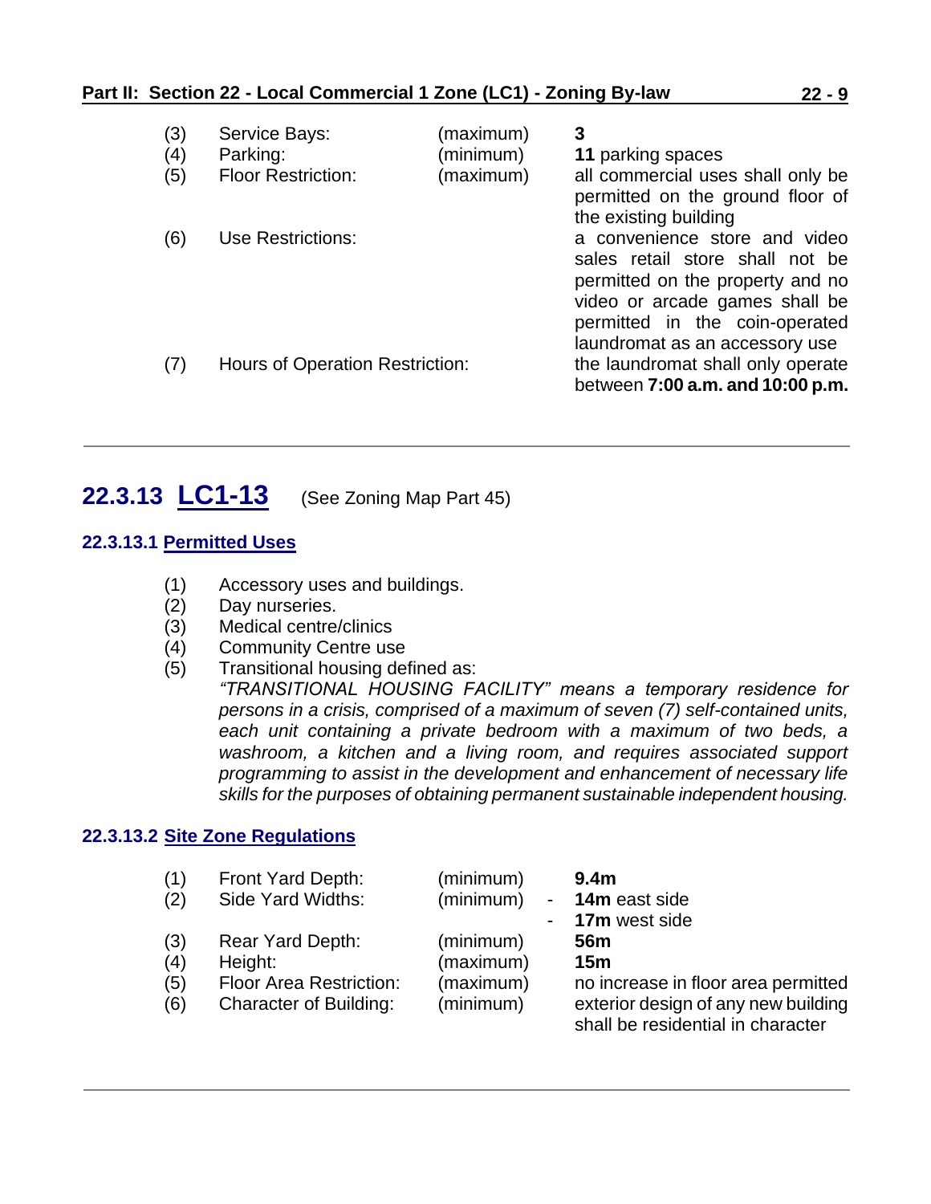| | | | |
|---|---|---|---|
| (3) | Service Bays: | (maximum) | **3** |
| (4) | Parking: | (minimum) | **11** parking spaces |
| (5) | Floor Restriction: | (maximum) | all commercial uses shall only be permitted on the ground floor of the existing building |
| (6) | Use Restrictions: | | a convenience store and video sales retail store shall not be permitted on the property and no video or arcade games shall be permitted in the coin-operated laundromat as an accessory use |
| (7) | Hours of Operation Restriction: | | the laundromat shall only operate between **7:00 a.m. and 10:00 p.m.** |

---

## 22.3.13 LC1-13 (See Zoning Map Part 45)

### 22.3.13.1 Permitted Uses

(1) Accessory uses and buildings.
(2) Day nurseries.
(3) Medical centre/clinics
(4) Community Centre use
(5) Transitional housing defined as:
*"TRANSITIONAL HOUSING FACILITY" means a temporary residence for persons in a crisis, comprised of a maximum of seven (7) self-contained units, each unit containing a private bedroom with a maximum of two beds, a washroom, a kitchen and a living room, and requires associated support programming to assist in the development and enhancement of necessary life skills for the purposes of obtaining permanent sustainable independent housing.*

### 22.3.13.2 Site Zone Regulations

| | | | |
|---|---|---|---|
| (1) | Front Yard Depth: | (minimum) | **9.4m** |
| (2) | Side Yard Widths: | (minimum) | - **14m** east side<br>- **17m** west side |
| (3) | Rear Yard Depth: | (minimum) | **56m** |
| (4) | Height: | (maximum) | **15m** |
| (5) | Floor Area Restriction: | (maximum) | no increase in floor area permitted |
| (6) | Character of Building: | (minimum) | exterior design of any new building shall be residential in character |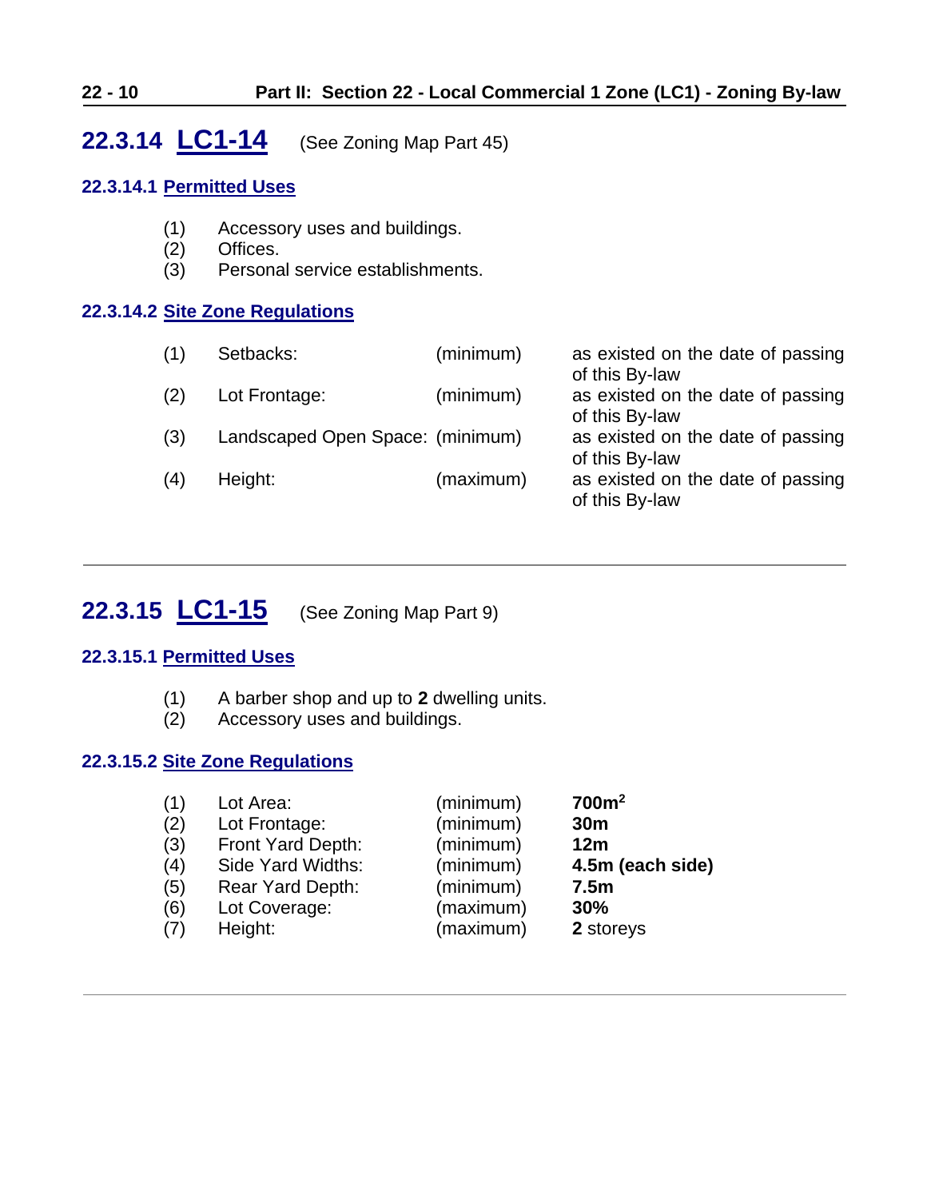## 22.3.14 LC1-14 (See Zoning Map Part 45)

### 22.3.14.1 Permitted Uses

(1) Accessory uses and buildings.
(2) Offices.
(3) Personal service establishments.

### 22.3.14.2 Site Zone Regulations

| | | | |
|---|---|---|---|
| (1) | Setbacks: | (minimum) | as existed on the date of passing of this By-law |
| (2) | Lot Frontage: | (minimum) | as existed on the date of passing of this By-law |
| (3) | Landscaped Open Space: | (minimum) | as existed on the date of passing of this By-law |
| (4) | Height: | (maximum) | as existed on the date of passing of this By-law |

---

## 22.3.15 LC1-15 (See Zoning Map Part 9)

### 22.3.15.1 Permitted Uses

(1) A barber shop and up to **2** dwelling units.
(2) Accessory uses and buildings.

### 22.3.15.2 Site Zone Regulations

| | | | |
|---|---|---|---|
| (1) | Lot Area: | (minimum) | **700m$^2$** |
| (2) | Lot Frontage: | (minimum) | **30m** |
| (3) | Front Yard Depth: | (minimum) | **12m** |
| (4) | Side Yard Widths: | (minimum) | **4.5m (each side)** |
| (5) | Rear Yard Depth: | (minimum) | **7.5m** |
| (6) | Lot Coverage: | (maximum) | **30%** |
| (7) | Height: | (maximum) | **2** storeys |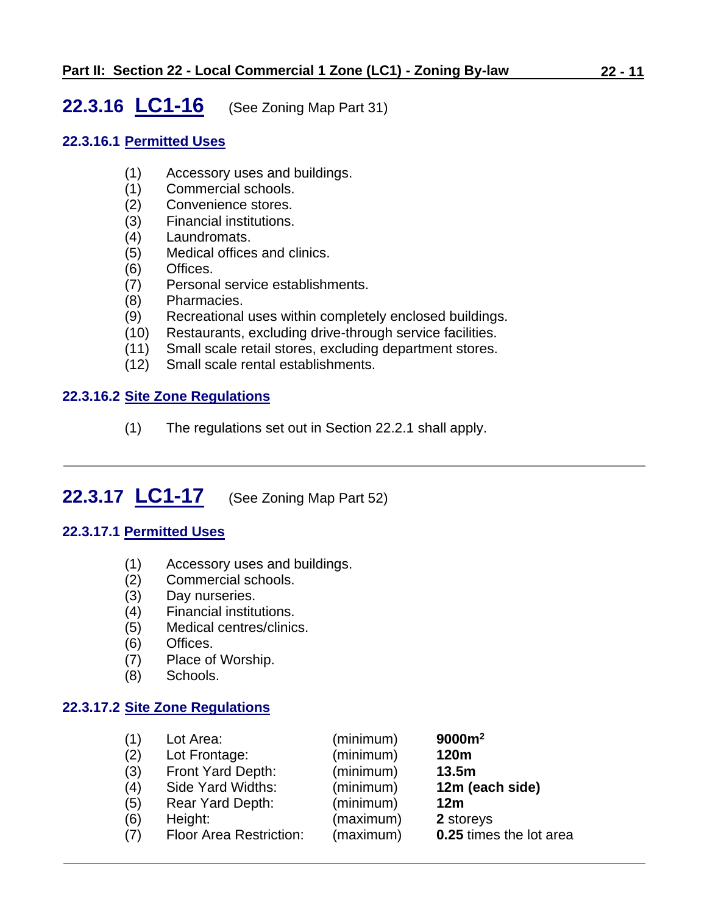## 22.3.16 LC1-16 (See Zoning Map Part 31)

### 22.3.16.1 Permitted Uses

(1) Accessory uses and buildings.
(1) Commercial schools.
(2) Convenience stores.
(3) Financial institutions.
(4) Laundromats.
(5) Medical offices and clinics.
(6) Offices.
(7) Personal service establishments.
(8) Pharmacies.
(9) Recreational uses within completely enclosed buildings.
(10) Restaurants, excluding drive-through service facilities.
(11) Small scale retail stores, excluding department stores.
(12) Small scale rental establishments.

### 22.3.16.2 Site Zone Regulations

(1) The regulations set out in Section 22.2.1 shall apply.

---

## 22.3.17 LC1-17 (See Zoning Map Part 52)

### 22.3.17.1 Permitted Uses

(1) Accessory uses and buildings.
(2) Commercial schools.
(3) Day nurseries.
(4) Financial institutions.
(5) Medical centres/clinics.
(6) Offices.
(7) Place of Worship.
(8) Schools.

### 22.3.17.2 Site Zone Regulations

| | | | |
|---|---|---|---|
| (1) | Lot Area: | (minimum) | **9000m$^2$** |
| (2) | Lot Frontage: | (minimum) | **120m** |
| (3) | Front Yard Depth: | (minimum) | **13.5m** |
| (4) | Side Yard Widths: | (minimum) | **12m (each side)** |
| (5) | Rear Yard Depth: | (minimum) | **12m** |
| (6) | Height: | (maximum) | **2** storeys |
| (7) | Floor Area Restriction: | (maximum) | **0.25** times the lot area |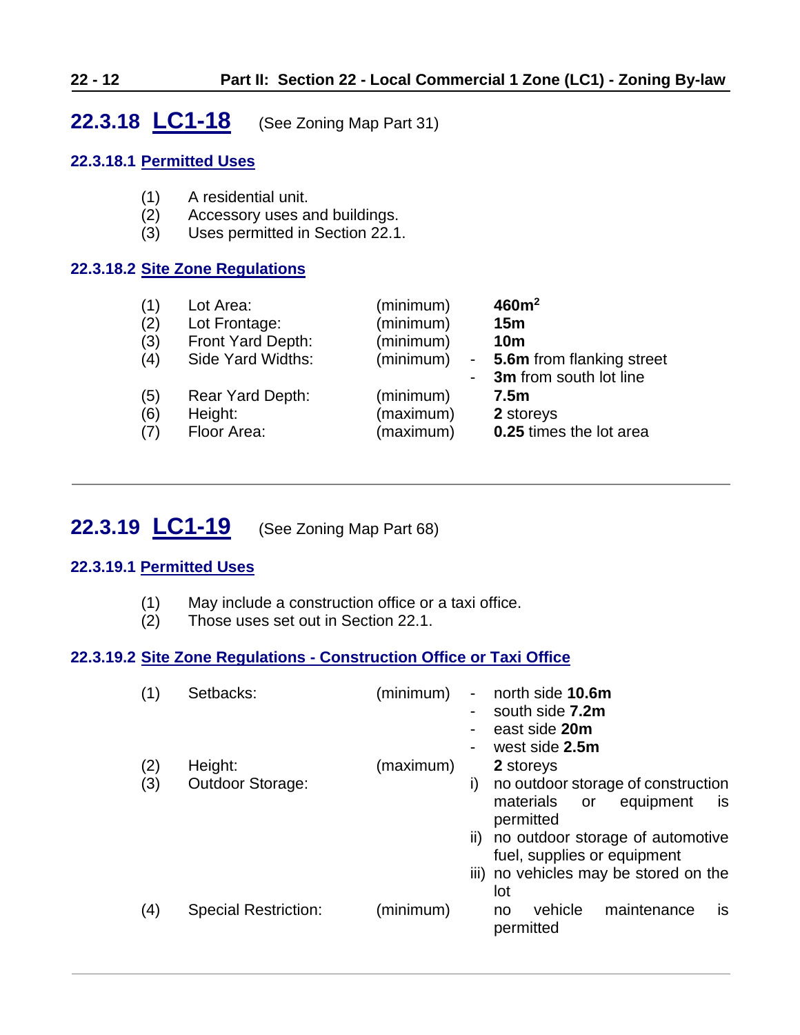## 22.3.18 LC1-18 (See Zoning Map Part 31)

### 22.3.18.1 Permitted Uses

(1) A residential unit.
(2) Accessory uses and buildings.
(3) Uses permitted in Section 22.1.

### 22.3.18.2 Site Zone Regulations

| | | | |
|---|---|---|---|
| (1) | Lot Area: | (minimum) | **460m$^2$** |
| (2) | Lot Frontage: | (minimum) | **15m** |
| (3) | Front Yard Depth: | (minimum) | **10m** |
| (4) | Side Yard Widths: | (minimum) | - **5.6m** from flanking street<br>- **3m** from south lot line |
| (5) | Rear Yard Depth: | (minimum) | **7.5m** |
| (6) | Height: | (maximum) | **2** storeys |
| (7) | Floor Area: | (maximum) | **0.25** times the lot area |

---

## 22.3.19 LC1-19 (See Zoning Map Part 68)

### 22.3.19.1 Permitted Uses

(1) May include a construction office or a taxi office.
(2) Those uses set out in Section 22.1.

### 22.3.19.2 Site Zone Regulations - Construction Office or Taxi Office

| | | | |
|---|---|---|---|
| (1) | Setbacks: | (minimum) | - north side **10.6m**<br>- south side **7.2m**<br>- east side **20m**<br>- west side **2.5m** |
| (2) | Height: | (maximum) | **2** storeys |
| (3) | Outdoor Storage: | | i) no outdoor storage of construction materials or equipment is permitted<br>ii) no outdoor storage of automotive fuel, supplies or equipment<br>iii) no vehicles may be stored on the lot |
| (4) | Special Restriction: | (minimum) | no vehicle maintenance is permitted |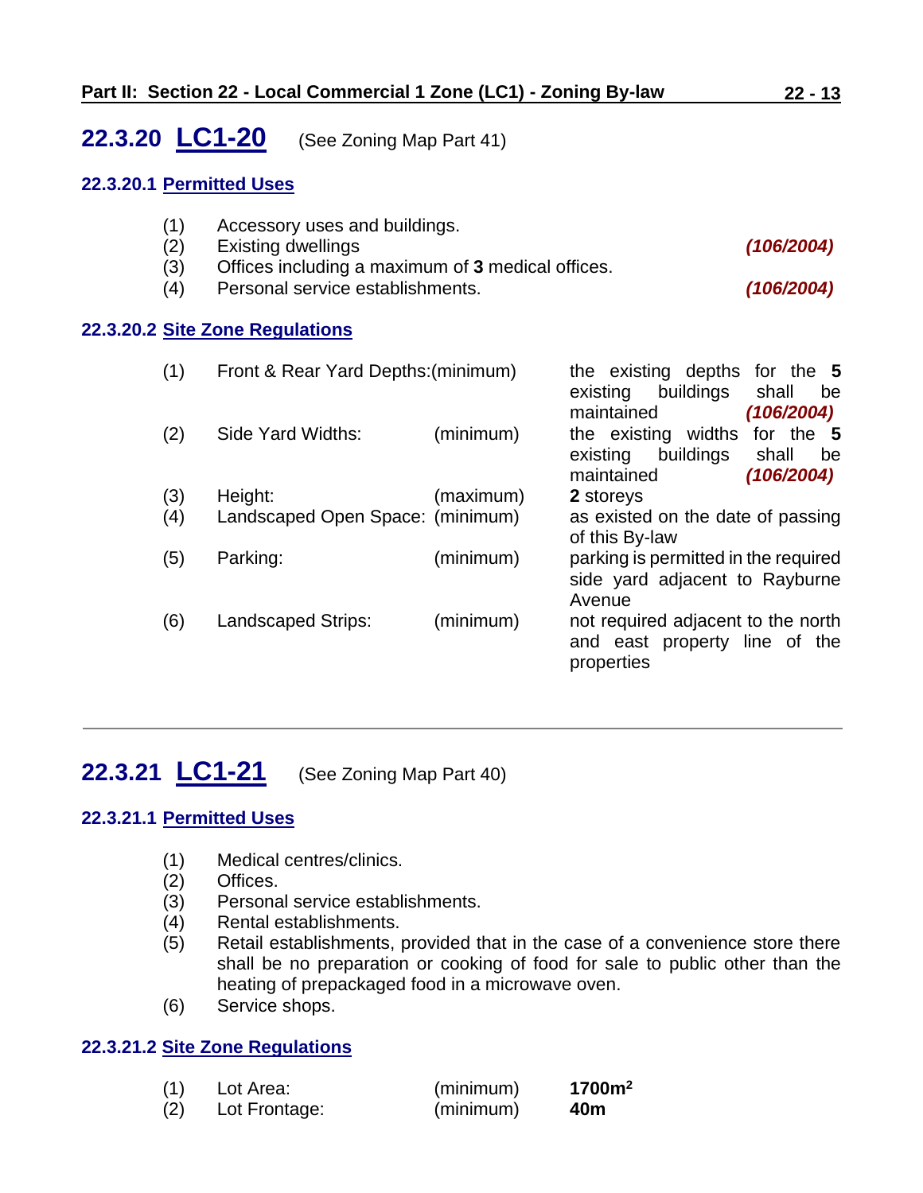## 22.3.20 LC1-20 (See Zoning Map Part 41)

### 22.3.20.1 Permitted Uses

(1) Accessory uses and buildings.
(2) Existing dwellings ***(106/2004)***
(3) Offices including a maximum of **3** medical offices.
(4) Personal service establishments. ***(106/2004)***

### 22.3.20.2 Site Zone Regulations

| | | | |
|---|---|---|---|
| (1) | Front & Rear Yard Depths: | (minimum) | the existing depths for the **5** existing buildings shall be maintained ***(106/2004)*** |
| (2) | Side Yard Widths: | (minimum) | the existing widths for the **5** existing buildings shall be maintained ***(106/2004)*** |
| (3) | Height: | (maximum) | **2** storeys |
| (4) | Landscaped Open Space: | (minimum) | as existed on the date of passing of this By-law |
| (5) | Parking: | (minimum) | parking is permitted in the required side yard adjacent to Rayburne Avenue |
| (6) | Landscaped Strips: | (minimum) | not required adjacent to the north and east property line of the properties |

---

## 22.3.21 LC1-21 (See Zoning Map Part 40)

### 22.3.21.1 Permitted Uses

(1) Medical centres/clinics.
(2) Offices.
(3) Personal service establishments.
(4) Rental establishments.
(5) Retail establishments, provided that in the case of a convenience store there shall be no preparation or cooking of food for sale to public other than the heating of prepackaged food in a microwave oven.
(6) Service shops.

### 22.3.21.2 Site Zone Regulations

| | | | |
|---|---|---|---|
| (1) | Lot Area: | (minimum) | **1700m²** |
| (2) | Lot Frontage: | (minimum) | **40m** |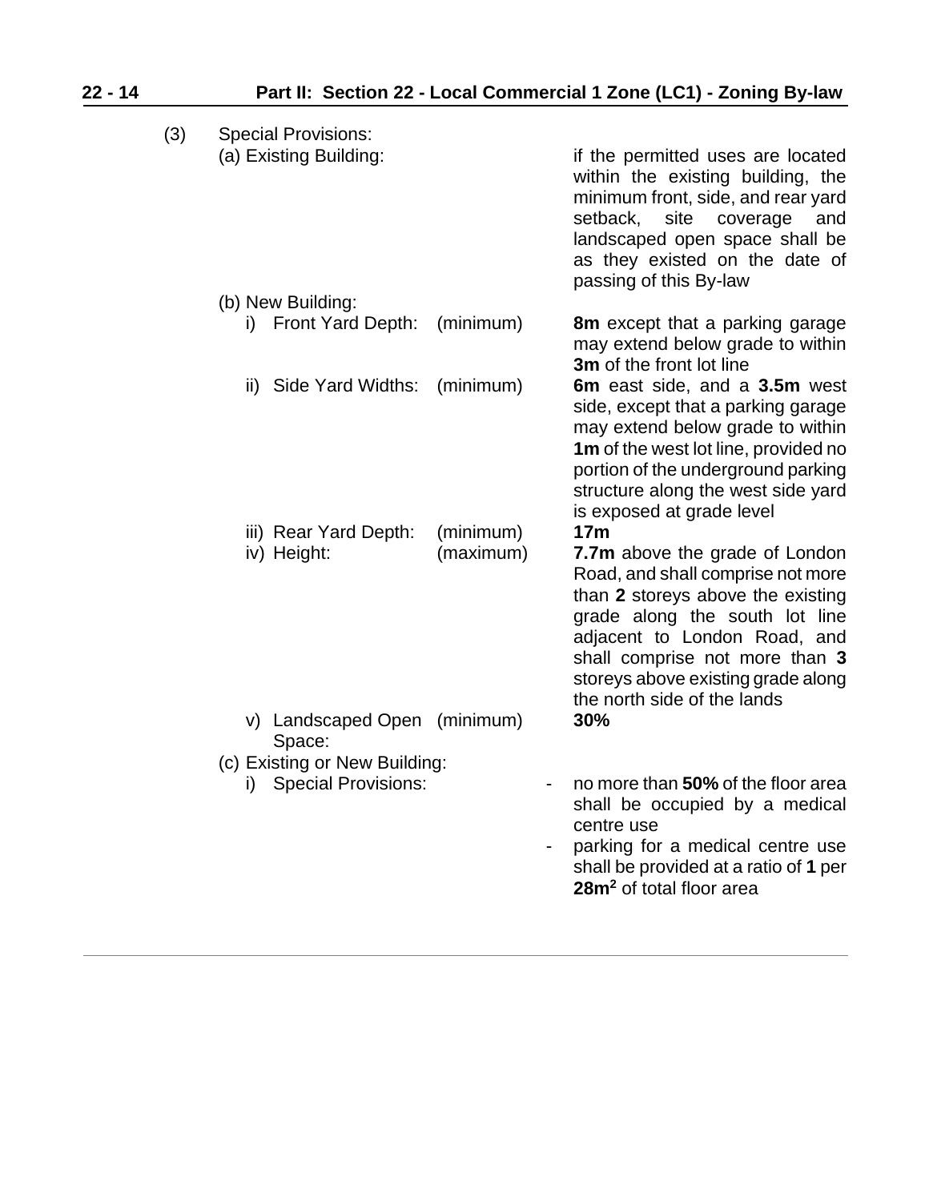(3) Special Provisions:

(a) Existing Building: if the permitted uses are located within the existing building, the minimum front, side, and rear yard setback, site coverage and landscaped open space shall be as they existed on the date of passing of this By-law

(b) New Building:

| | | |
|---|---|---|
| i) Front Yard Depth: | (minimum) | **8m** except that a parking garage may extend below grade to within **3m** of the front lot line |
| ii) Side Yard Widths: | (minimum) | **6m** east side, and a **3.5m** west side, except that a parking garage may extend below grade to within **1m** of the west lot line, provided no portion of the underground parking structure along the west side yard is exposed at grade level |
| iii) Rear Yard Depth: | (minimum) | **17m** |
| iv) Height: | (maximum) | **7.7m** above the grade of London Road, and shall comprise not more than **2** storeys above the existing grade along the south lot line adjacent to London Road, and shall comprise not more than **3** storeys above existing grade along the north side of the lands |
| v) Landscaped Open Space: | (minimum) | **30%** |

(c) Existing or New Building:

i) Special Provisions:

- no more than **50%** of the floor area shall be occupied by a medical centre use
- parking for a medical centre use shall be provided at a ratio of **1** per **28m²** of total floor area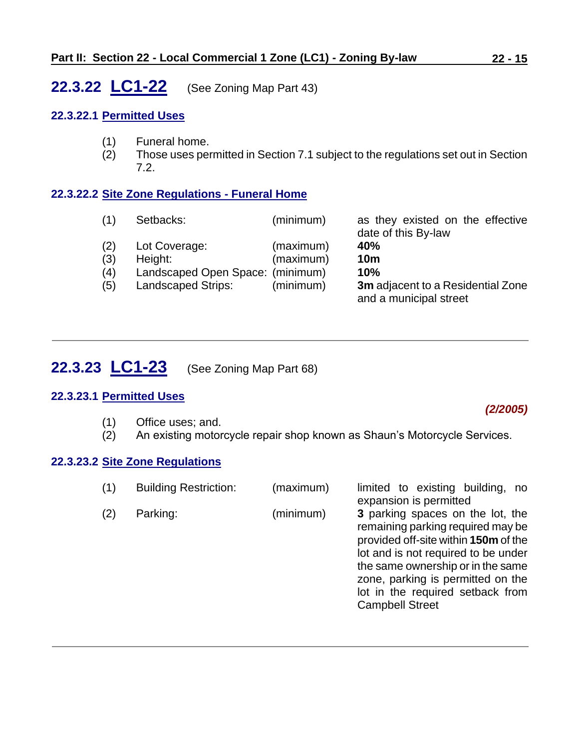## 22.3.22 LC1-22 (See Zoning Map Part 43)

### 22.3.22.1 Permitted Uses

(1) Funeral home.
(2) Those uses permitted in Section 7.1 subject to the regulations set out in Section 7.2.

### 22.3.22.2 Site Zone Regulations - Funeral Home

| | | | |
|---|---|---|---|
| (1) | Setbacks: | (minimum) | as they existed on the effective date of this By-law |
| (2) | Lot Coverage: | (maximum) | **40%** |
| (3) | Height: | (maximum) | **10m** |
| (4) | Landscaped Open Space: | (minimum) | **10%** |
| (5) | Landscaped Strips: | (minimum) | **3m** adjacent to a Residential Zone and a municipal street |

---

## 22.3.23 LC1-23 (See Zoning Map Part 68)

### 22.3.23.1 Permitted Uses

*(2/2005)*

(1) Office uses; and.
(2) An existing motorcycle repair shop known as Shaun's Motorcycle Services.

### 22.3.23.2 Site Zone Regulations

| | | | |
|---|---|---|---|
| (1) | Building Restriction: | (maximum) | limited to existing building, no expansion is permitted |
| (2) | Parking: | (minimum) | **3** parking spaces on the lot, the remaining parking required may be provided off-site within **150m** of the lot and is not required to be under the same ownership or in the same zone, parking is permitted on the lot in the required setback from Campbell Street |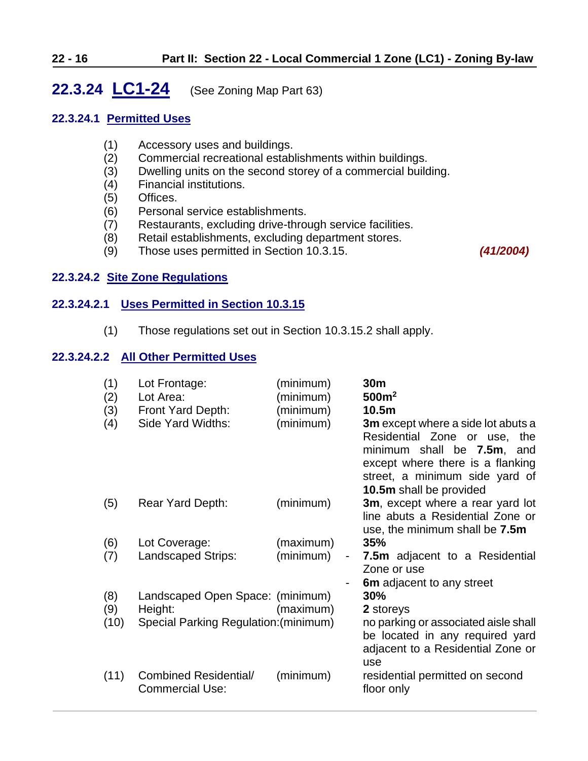## 22.3.24 LC1-24 (See Zoning Map Part 63)

### 22.3.24.1 Permitted Uses

(1) Accessory uses and buildings.
(2) Commercial recreational establishments within buildings.
(3) Dwelling units on the second storey of a commercial building.
(4) Financial institutions.
(5) Offices.
(6) Personal service establishments.
(7) Restaurants, excluding drive-through service facilities.
(8) Retail establishments, excluding department stores.
(9) Those uses permitted in Section 10.3.15. ***(41/2004)***

### 22.3.24.2 Site Zone Regulations

#### 22.3.24.2.1 Uses Permitted in Section 10.3.15

(1) Those regulations set out in Section 10.3.15.2 shall apply.

#### 22.3.24.2.2 All Other Permitted Uses

| | | | |
|---|---|---|---|
| (1) | Lot Frontage: | (minimum) | **30m** |
| (2) | Lot Area: | (minimum) | **500m$^2$** |
| (3) | Front Yard Depth: | (minimum) | **10.5m** |
| (4) | Side Yard Widths: | (minimum) | **3m** except where a side lot abuts a Residential Zone or use, the minimum shall be **7.5m**, and except where there is a flanking street, a minimum side yard of **10.5m** shall be provided |
| (5) | Rear Yard Depth: | (minimum) | **3m**, except where a rear yard lot line abuts a Residential Zone or use, the minimum shall be **7.5m** |
| (6) | Lot Coverage: | (maximum) | **35%** |
| (7) | Landscaped Strips: | (minimum) | - **7.5m** adjacent to a Residential Zone or use<br>- **6m** adjacent to any street |
| (8) | Landscaped Open Space: | (minimum) | **30%** |
| (9) | Height: | (maximum) | **2** storeys |
| (10) | Special Parking Regulation: | (minimum) | no parking or associated aisle shall be located in any required yard adjacent to a Residential Zone or use |
| (11) | Combined Residential/ Commercial Use: | (minimum) | residential permitted on second floor only |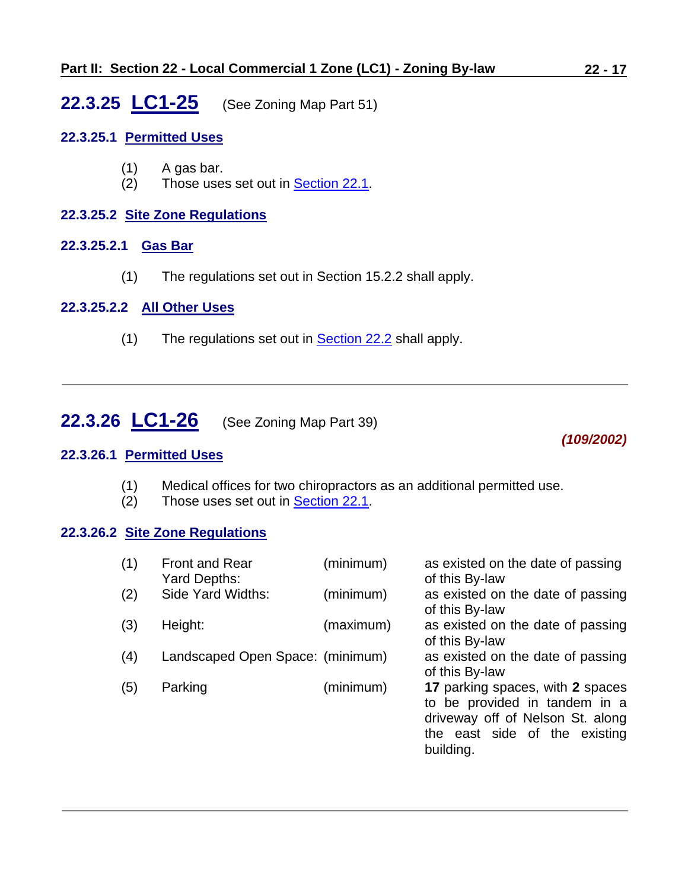## 22.3.25 LC1-25 (See Zoning Map Part 51)

### 22.3.25.1 Permitted Uses

(1) A gas bar.
(2) Those uses set out in Section 22.1.

### 22.3.25.2 Site Zone Regulations

#### 22.3.25.2.1 Gas Bar

(1) The regulations set out in Section 15.2.2 shall apply.

#### 22.3.25.2.2 All Other Uses

(1) The regulations set out in Section 22.2 shall apply.

---

## 22.3.26 LC1-26 (See Zoning Map Part 39)

***(109/2002)***

### 22.3.26.1 Permitted Uses

(1) Medical offices for two chiropractors as an additional permitted use.
(2) Those uses set out in Section 22.1.

### 22.3.26.2 Site Zone Regulations

| | | | |
|---|---|---|---|
| (1) | Front and Rear Yard Depths: | (minimum) | as existed on the date of passing of this By-law |
| (2) | Side Yard Widths: | (minimum) | as existed on the date of passing of this By-law |
| (3) | Height: | (maximum) | as existed on the date of passing of this By-law |
| (4) | Landscaped Open Space: | (minimum) | as existed on the date of passing of this By-law |
| (5) | Parking | (minimum) | **17** parking spaces, with **2** spaces to be provided in tandem in a driveway off of Nelson St. along the east side of the existing building. |

---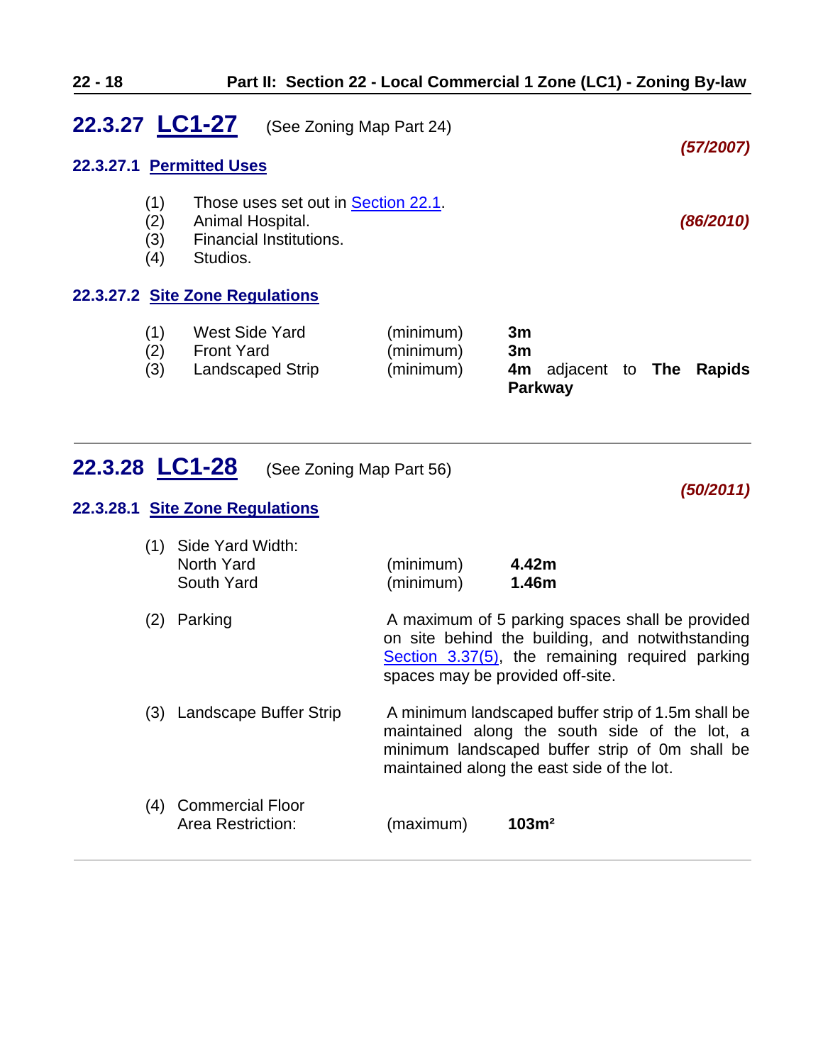## 22.3.27 LC1-27 (See Zoning Map Part 24)

*(57/2007)*

### 22.3.27.1 Permitted Uses

(1) Those uses set out in Section 22.1.
(2) Animal Hospital. *(86/2010)*
(3) Financial Institutions.
(4) Studios.

### 22.3.27.2 Site Zone Regulations

| | | | |
|---|---|---|---|
| (1) | West Side Yard | (minimum) | **3m** |
| (2) | Front Yard | (minimum) | **3m** |
| (3) | Landscaped Strip | (minimum) | **4m** adjacent to **The Rapids Parkway** |

---

## 22.3.28 LC1-28 (See Zoning Map Part 56)

*(50/2011)*

### 22.3.28.1 Site Zone Regulations

| | | | |
|---|---|---|---|
| (1) | Side Yard Width: | | |
| | North Yard | (minimum) | **4.42m** |
| | South Yard | (minimum) | **1.46m** |
| (2) | Parking | A maximum of 5 parking spaces shall be provided on site behind the building, and notwithstanding Section 3.37(5), the remaining required parking spaces may be provided off-site. | |
| (3) | Landscape Buffer Strip | A minimum landscaped buffer strip of 1.5m shall be maintained along the south side of the lot, a minimum landscaped buffer strip of 0m shall be maintained along the east side of the lot. | |
| (4) | Commercial Floor Area Restriction: | (maximum) | **103m²** |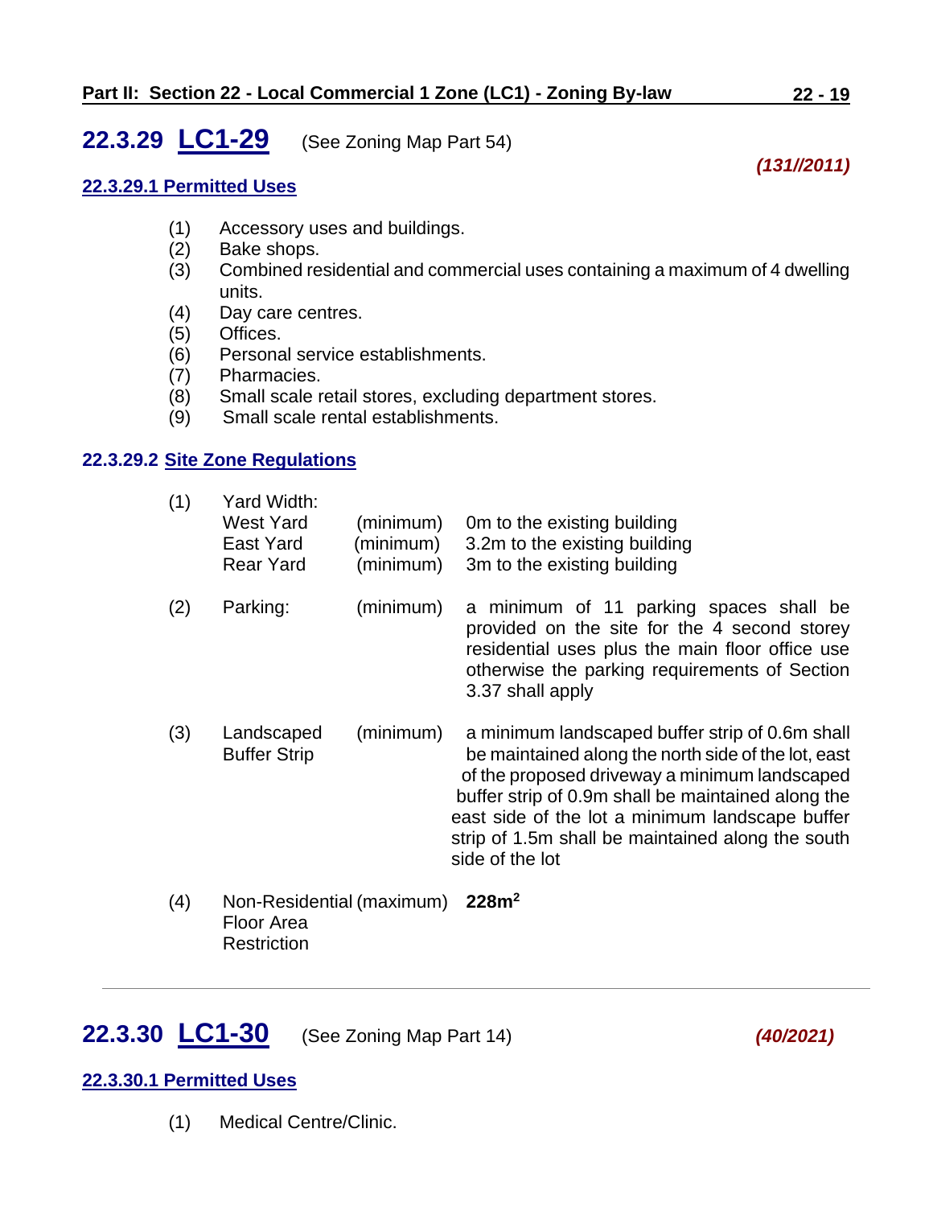## 22.3.29 LC1-29 (See Zoning Map Part 54)

***(131//2011)***

### 22.3.29.1 Permitted Uses

(1) Accessory uses and buildings.
(2) Bake shops.
(3) Combined residential and commercial uses containing a maximum of 4 dwelling units.
(4) Day care centres.
(5) Offices.
(6) Personal service establishments.
(7) Pharmacies.
(8) Small scale retail stores, excluding department stores.
(9) Small scale rental establishments.

### 22.3.29.2 Site Zone Regulations

| | | | |
|---|---|---|---|
| (1) | Yard Width: | | |
| | West Yard | (minimum) | 0m to the existing building |
| | East Yard | (minimum) | 3.2m to the existing building |
| | Rear Yard | (minimum) | 3m to the existing building |
| (2) | Parking: | (minimum) | a minimum of 11 parking spaces shall be provided on the site for the 4 second storey residential uses plus the main floor office use otherwise the parking requirements of Section 3.37 shall apply |
| (3) | Landscaped Buffer Strip | (minimum) | a minimum landscaped buffer strip of 0.6m shall be maintained along the north side of the lot, east of the proposed driveway a minimum landscaped buffer strip of 0.9m shall be maintained along the east side of the lot a minimum landscape buffer strip of 1.5m shall be maintained along the south side of the lot |
| (4) | Non-Residential Floor Area Restriction | (maximum) | **228m$^2$** |

---

## 22.3.30 LC1-30 (See Zoning Map Part 14)

***(40/2021)***

### 22.3.30.1 Permitted Uses

(1) Medical Centre/Clinic.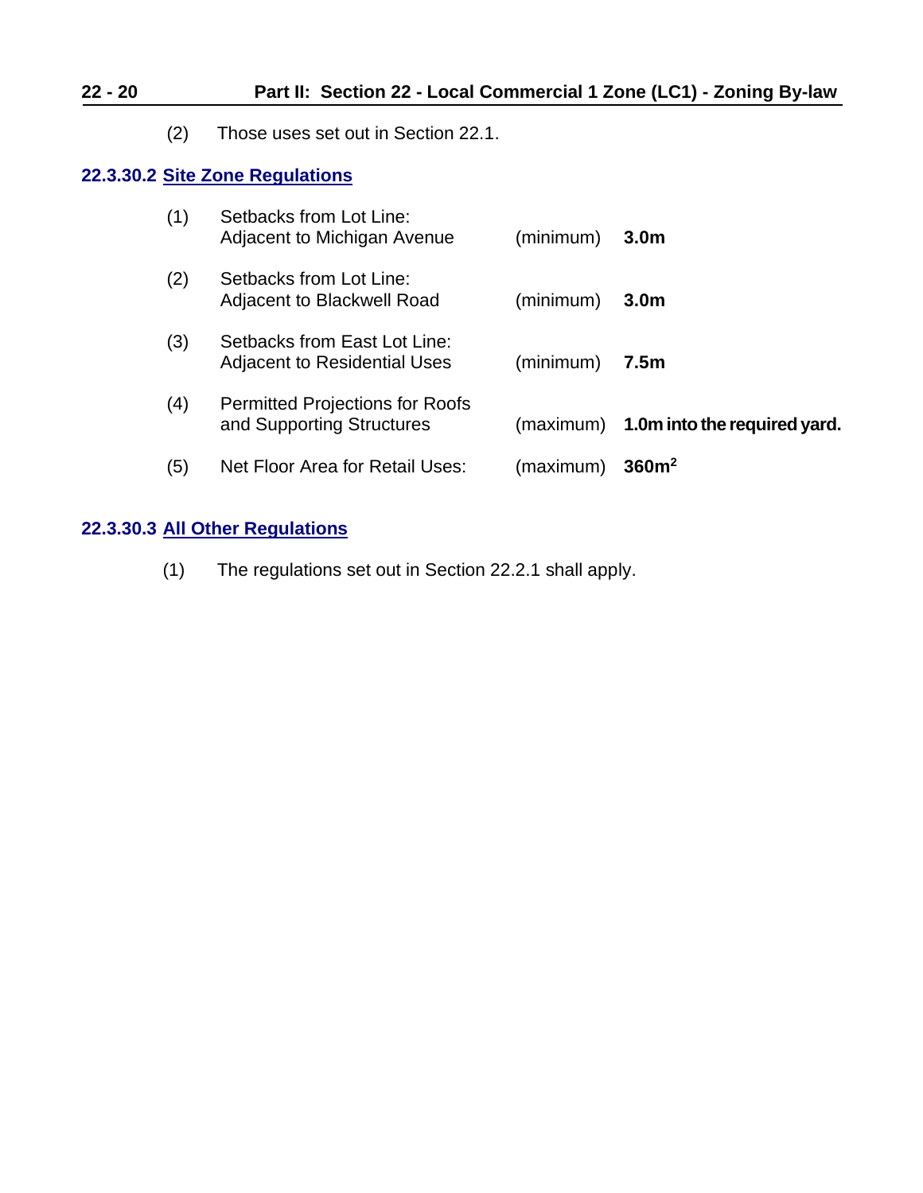(2) Those uses set out in Section 22.1.

### 22.3.30.2 Site Zone Regulations

| | | | |
|---|---|---|---|
| (1) | Setbacks from Lot Line: Adjacent to Michigan Avenue | (minimum) | **3.0m** |
| (2) | Setbacks from Lot Line: Adjacent to Blackwell Road | (minimum) | **3.0m** |
| (3) | Setbacks from East Lot Line: Adjacent to Residential Uses | (minimum) | **7.5m** |
| (4) | Permitted Projections for Roofs and Supporting Structures | (maximum) | **1.0m into the required yard.** |
| (5) | Net Floor Area for Retail Uses: | (maximum) | **360m$^2$** |

### 22.3.30.3 All Other Regulations

(1) The regulations set out in Section 22.2.1 shall apply.